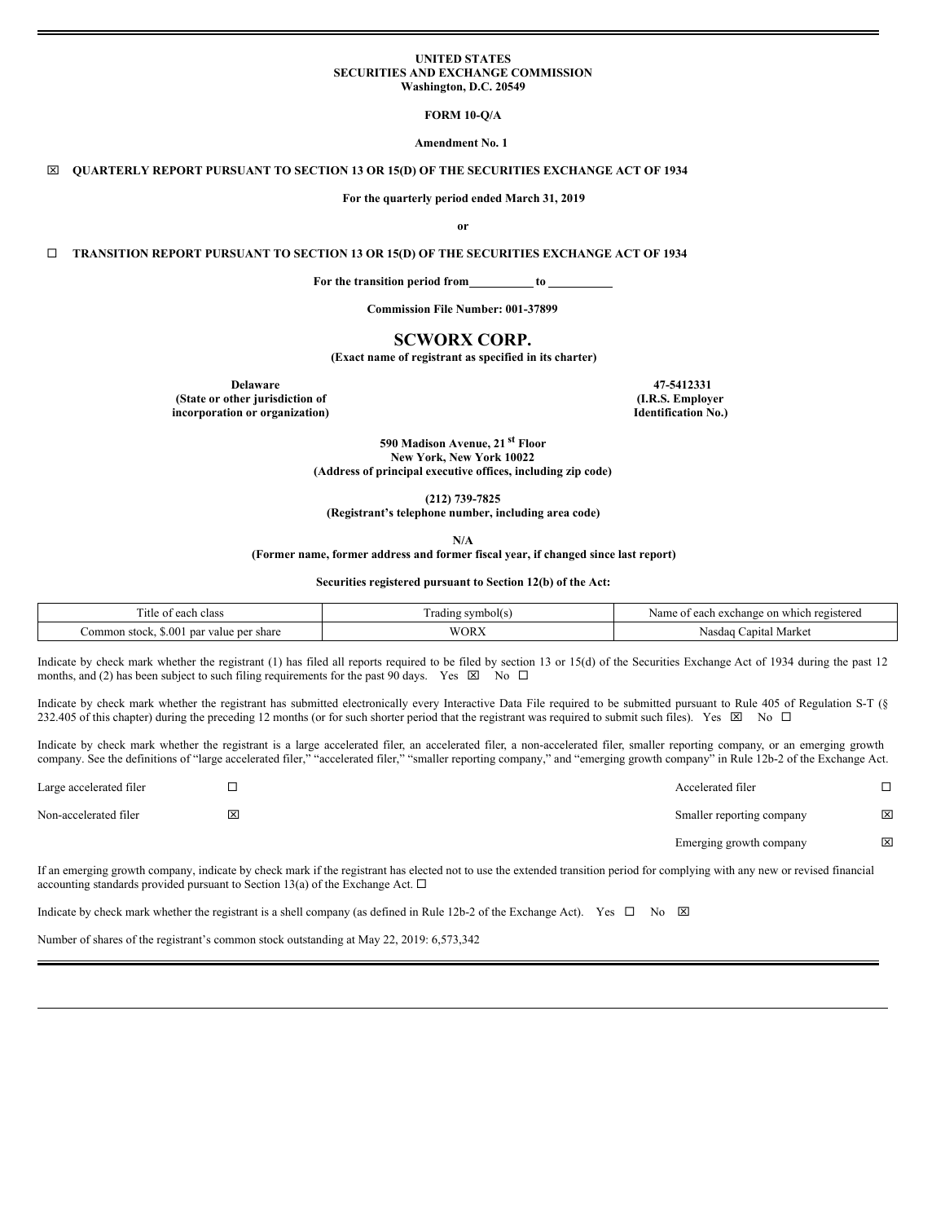**UNITED STATES**
**SECURITIES AND EXCHANGE COMMISSION**
**Washington, D.C. 20549**

**FORM 10-Q/A**

**Amendment No. 1**

☒ **QUARTERLY REPORT PURSUANT TO SECTION 13 OR 15(D) OF THE SECURITIES EXCHANGE ACT OF 1934**

**For the quarterly period ended March 31, 2019**

**or**

☐ **TRANSITION REPORT PURSUANT TO SECTION 13 OR 15(D) OF THE SECURITIES EXCHANGE ACT OF 1934**

**For the transition period from\_\_\_\_\_\_\_\_\_\_ to \_\_\_\_\_\_\_\_\_\_**

**Commission File Number: 001-37899**

# SCWORX CORP.

**(Exact name of registrant as specified in its charter)**

| **Delaware** | **47-5412331** |
|---|---|
| **(State or other jurisdiction of incorporation or organization)** | **(I.R.S. Employer Identification No.)** |

**590 Madison Avenue, 21 st Floor**
**New York, New York 10022**
**(Address of principal executive offices, including zip code)**

**(212) 739-7825**
**(Registrant's telephone number, including area code)**

**N/A**
**(Former name, former address and former fiscal year, if changed since last report)**

**Securities registered pursuant to Section 12(b) of the Act:**

| Title of each class | Trading symbol(s) | Name of each exchange on which registered |
|---|---|---|
| Common stock, $.001 par value per share | WORX | Nasdaq Capital Market |

Indicate by check mark whether the registrant (1) has filed all reports required to be filed by section 13 or 15(d) of the Securities Exchange Act of 1934 during the past 12 months, and (2) has been subject to such filing requirements for the past 90 days. Yes ☒ No ☐

Indicate by check mark whether the registrant has submitted electronically every Interactive Data File required to be submitted pursuant to Rule 405 of Regulation S-T (§ 232.405 of this chapter) during the preceding 12 months (or for such shorter period that the registrant was required to submit such files). Yes ☒ No ☐

Indicate by check mark whether the registrant is a large accelerated filer, an accelerated filer, a non-accelerated filer, smaller reporting company, or an emerging growth company. See the definitions of "large accelerated filer," "accelerated filer," "smaller reporting company," and "emerging growth company" in Rule 12b-2 of the Exchange Act.

| | | | |
|---|---|---|---|
| Large accelerated filer | ☐ | Accelerated filer | ☐ |
| Non-accelerated filer | ☒ | Smaller reporting company | ☒ |
| | | Emerging growth company | ☒ |

If an emerging growth company, indicate by check mark if the registrant has elected not to use the extended transition period for complying with any new or revised financial accounting standards provided pursuant to Section 13(a) of the Exchange Act. ☐

Indicate by check mark whether the registrant is a shell company (as defined in Rule 12b-2 of the Exchange Act). Yes ☐ No ☒

Number of shares of the registrant's common stock outstanding at May 22, 2019: 6,573,342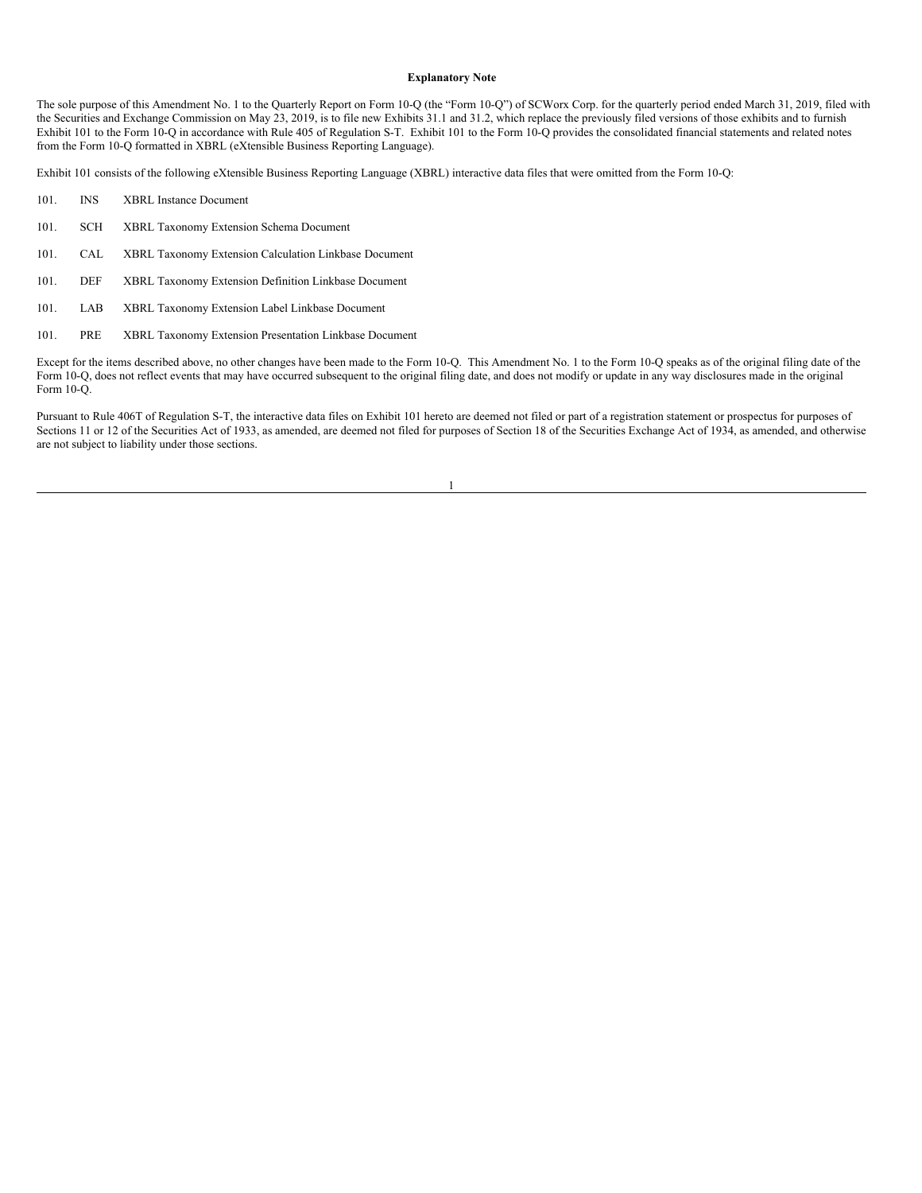**Explanatory Note**

The sole purpose of this Amendment No. 1 to the Quarterly Report on Form 10-Q (the "Form 10-Q") of SCWorx Corp. for the quarterly period ended March 31, 2019, filed with the Securities and Exchange Commission on May 23, 2019, is to file new Exhibits 31.1 and 31.2, which replace the previously filed versions of those exhibits and to furnish Exhibit 101 to the Form 10-Q in accordance with Rule 405 of Regulation S-T. Exhibit 101 to the Form 10-Q provides the consolidated financial statements and related notes from the Form 10-Q formatted in XBRL (eXtensible Business Reporting Language).

Exhibit 101 consists of the following eXtensible Business Reporting Language (XBRL) interactive data files that were omitted from the Form 10-Q:

| | | |
|---|---|---|
| 101. | INS | XBRL Instance Document |
| 101. | SCH | XBRL Taxonomy Extension Schema Document |
| 101. | CAL | XBRL Taxonomy Extension Calculation Linkbase Document |
| 101. | DEF | XBRL Taxonomy Extension Definition Linkbase Document |
| 101. | LAB | XBRL Taxonomy Extension Label Linkbase Document |
| 101. | PRE | XBRL Taxonomy Extension Presentation Linkbase Document |

Except for the items described above, no other changes have been made to the Form 10-Q. This Amendment No. 1 to the Form 10-Q speaks as of the original filing date of the Form 10-Q, does not reflect events that may have occurred subsequent to the original filing date, and does not modify or update in any way disclosures made in the original Form 10-Q.

Pursuant to Rule 406T of Regulation S-T, the interactive data files on Exhibit 101 hereto are deemed not filed or part of a registration statement or prospectus for purposes of Sections 11 or 12 of the Securities Act of 1933, as amended, are deemed not filed for purposes of Section 18 of the Securities Exchange Act of 1934, as amended, and otherwise are not subject to liability under those sections.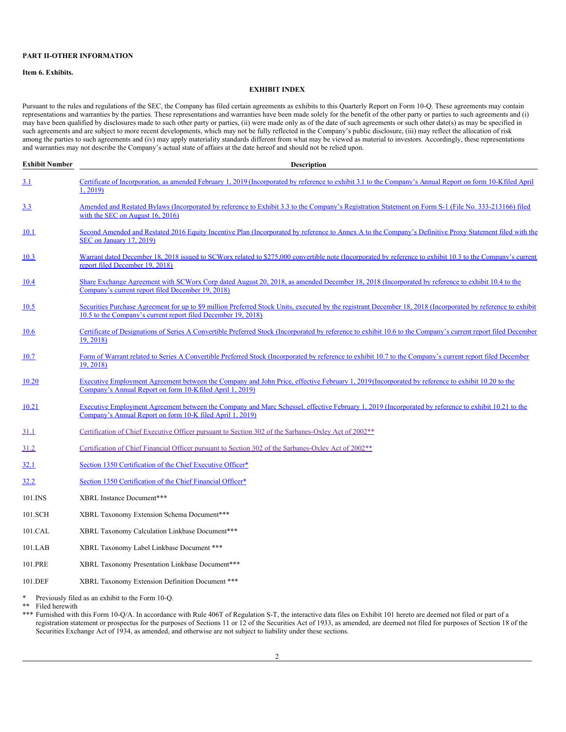**PART II-OTHER INFORMATION**

**Item 6. Exhibits.**

**EXHIBIT INDEX**

Pursuant to the rules and regulations of the SEC, the Company has filed certain agreements as exhibits to this Quarterly Report on Form 10-Q. These agreements may contain representations and warranties by the parties. These representations and warranties have been made solely for the benefit of the other party or parties to such agreements and (i) may have been qualified by disclosures made to such other party or parties, (ii) were made only as of the date of such agreements or such other date(s) as may be specified in such agreements and are subject to more recent developments, which may not be fully reflected in the Company's public disclosure, (iii) may reflect the allocation of risk among the parties to such agreements and (iv) may apply materiality standards different from what may be viewed as material to investors. Accordingly, these representations and warranties may not describe the Company's actual state of affairs at the date hereof and should not be relied upon.

| Exhibit Number | Description |
|---|---|
| 3.1 | Certificate of Incorporation, as amended February 1, 2019 (Incorporated by reference to exhibit 3.1 to the Company's Annual Report on form 10-K filed April 1, 2019) |
| 3.3 | Amended and Restated Bylaws (Incorporated by reference to Exhibit 3.3 to the Company's Registration Statement on Form S-1 (File No. 333-213166) filed with the SEC on August 16, 2016) |
| 10.1 | Second Amended and Restated 2016 Equity Incentive Plan (Incorporated by reference to Annex A to the Company's Definitive Proxy Statement filed with the SEC on January 17, 2019) |
| 10.3 | Warrant dated December 18, 2018 issued to SCWorx related to $275,000 convertible note (Incorporated by reference to exhibit 10.3 to the Company's current report filed December 19, 2018) |
| 10.4 | Share Exchange Agreement with SCWorx Corp dated August 20, 2018, as amended December 18, 2018 (Incorporated by reference to exhibit 10.4 to the Company's current report filed December 19, 2018) |
| 10.5 | Securities Purchase Agreement for up to $9 million Preferred Stock Units, executed by the registrant December 18, 2018 (Incorporated by reference to exhibit 10.5 to the Company's current report filed December 19, 2018) |
| 10.6 | Certificate of Designations of Series A Convertible Preferred Stock (Incorporated by reference to exhibit 10.6 to the Company's current report filed December 19, 2018) |
| 10.7 | Form of Warrant related to Series A Convertible Preferred Stock (Incorporated by reference to exhibit 10.7 to the Company's current report filed December 19, 2018) |
| 10.20 | Executive Employment Agreement between the Company and John Price, effective February 1, 2019(Incorporated by reference to exhibit 10.20 to the Company's Annual Report on form 10-K filed April 1, 2019) |
| 10.21 | Executive Employment Agreement between the Company and Marc Schessel, effective February 1, 2019 (Incorporated by reference to exhibit 10.21 to the Company's Annual Report on form 10-K filed April 1, 2019) |
| 31.1 | Certification of Chief Executive Officer pursuant to Section 302 of the Sarbanes-Oxley Act of 2002** |
| 31.2 | Certification of Chief Financial Officer pursuant to Section 302 of the Sarbanes-Oxley Act of 2002** |
| 32.1 | Section 1350 Certification of the Chief Executive Officer* |
| 32.2 | Section 1350 Certification of the Chief Financial Officer* |
| 101.INS | XBRL Instance Document*** |
| 101.SCH | XBRL Taxonomy Extension Schema Document*** |
| 101.CAL | XBRL Taxonomy Calculation Linkbase Document*** |
| 101.LAB | XBRL Taxonomy Label Linkbase Document *** |
| 101.PRE | XBRL Taxonomy Presentation Linkbase Document*** |
| 101.DEF | XBRL Taxonomy Extension Definition Document *** |

\* Previously filed as an exhibit to the Form 10-Q.

** Filed herewith

*** Furnished with this Form 10-Q/A. In accordance with Rule 406T of Regulation S-T, the interactive data files on Exhibit 101 hereto are deemed not filed or part of a registration statement or prospectus for the purposes of Sections 11 or 12 of the Securities Act of 1933, as amended, are deemed not filed for purposes of Section 18 of the Securities Exchange Act of 1934, as amended, and otherwise are not subject to liability under these sections.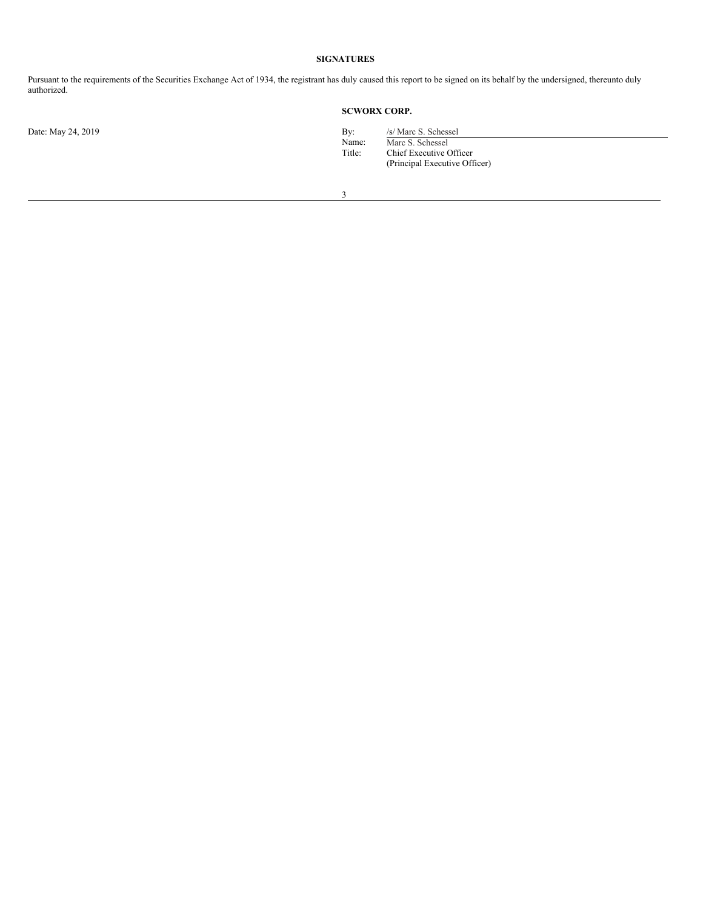## SIGNATURES

Pursuant to the requirements of the Securities Exchange Act of 1934, the registrant has duly caused this report to be signed on its behalf by the undersigned, thereunto duly authorized.

**SCWORX CORP.**

Date: May 24, 2019

By: /s/ Marc S. Schessel
Name: Marc S. Schessel
Title: Chief Executive Officer
(Principal Executive Officer)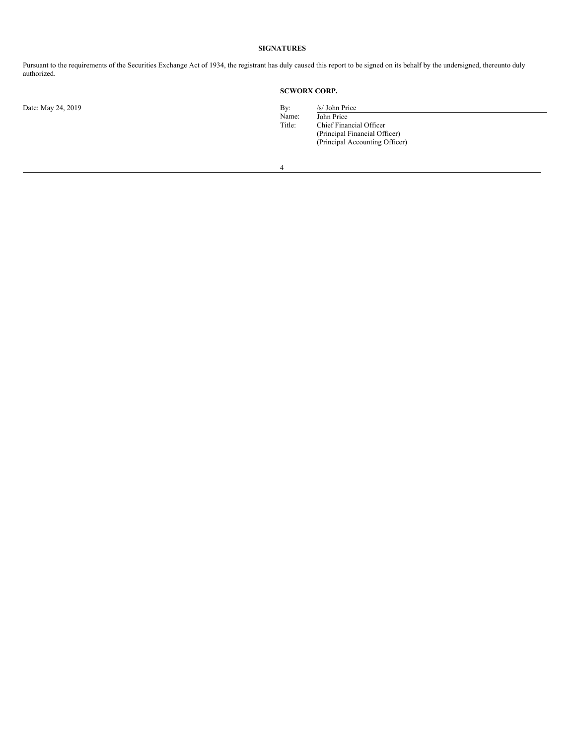**SIGNATURES**

Pursuant to the requirements of the Securities Exchange Act of 1934, the registrant has duly caused this report to be signed on its behalf by the undersigned, thereunto duly authorized.

**SCWORX CORP.**

Date: May 24, 2019

By: /s/ John Price
Name: John Price
Title: Chief Financial Officer
(Principal Financial Officer)
(Principal Accounting Officer)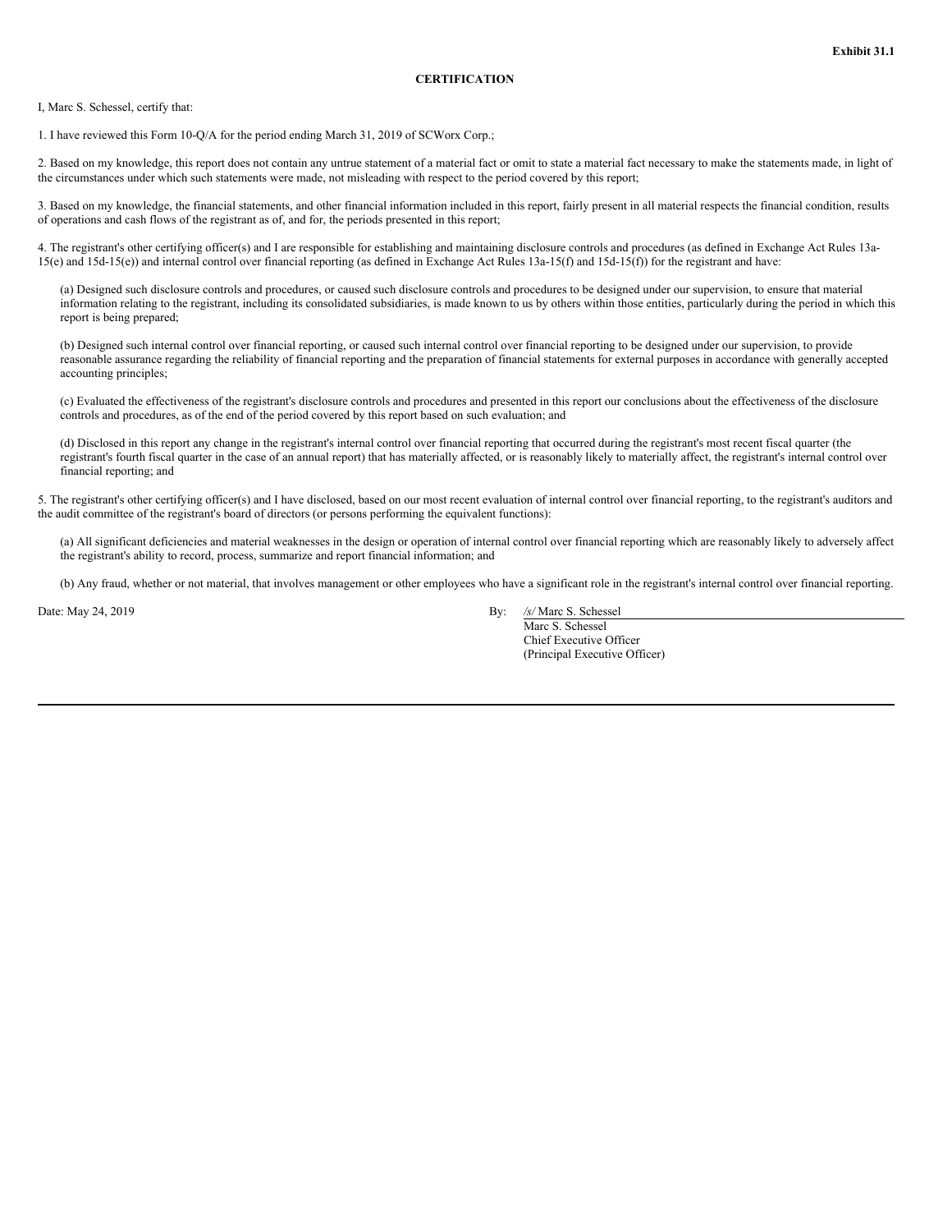**Exhibit 31.1**

**CERTIFICATION**

I, Marc S. Schessel, certify that:

1. I have reviewed this Form 10-Q/A for the period ending March 31, 2019 of SCWorx Corp.;

2. Based on my knowledge, this report does not contain any untrue statement of a material fact or omit to state a material fact necessary to make the statements made, in light of the circumstances under which such statements were made, not misleading with respect to the period covered by this report;

3. Based on my knowledge, the financial statements, and other financial information included in this report, fairly present in all material respects the financial condition, results of operations and cash flows of the registrant as of, and for, the periods presented in this report;

4. The registrant's other certifying officer(s) and I are responsible for establishing and maintaining disclosure controls and procedures (as defined in Exchange Act Rules 13a-15(e) and 15d-15(e)) and internal control over financial reporting (as defined in Exchange Act Rules 13a-15(f) and 15d-15(f)) for the registrant and have:

(a) Designed such disclosure controls and procedures, or caused such disclosure controls and procedures to be designed under our supervision, to ensure that material information relating to the registrant, including its consolidated subsidiaries, is made known to us by others within those entities, particularly during the period in which this report is being prepared;

(b) Designed such internal control over financial reporting, or caused such internal control over financial reporting to be designed under our supervision, to provide reasonable assurance regarding the reliability of financial reporting and the preparation of financial statements for external purposes in accordance with generally accepted accounting principles;

(c) Evaluated the effectiveness of the registrant's disclosure controls and procedures and presented in this report our conclusions about the effectiveness of the disclosure controls and procedures, as of the end of the period covered by this report based on such evaluation; and

(d) Disclosed in this report any change in the registrant's internal control over financial reporting that occurred during the registrant's most recent fiscal quarter (the registrant's fourth fiscal quarter in the case of an annual report) that has materially affected, or is reasonably likely to materially affect, the registrant's internal control over financial reporting; and

5. The registrant's other certifying officer(s) and I have disclosed, based on our most recent evaluation of internal control over financial reporting, to the registrant's auditors and the audit committee of the registrant's board of directors (or persons performing the equivalent functions):

(a) All significant deficiencies and material weaknesses in the design or operation of internal control over financial reporting which are reasonably likely to adversely affect the registrant's ability to record, process, summarize and report financial information; and

(b) Any fraud, whether or not material, that involves management or other employees who have a significant role in the registrant's internal control over financial reporting.

Date: May 24, 2019

By: /s/ Marc S. Schessel
Marc S. Schessel
Chief Executive Officer
(Principal Executive Officer)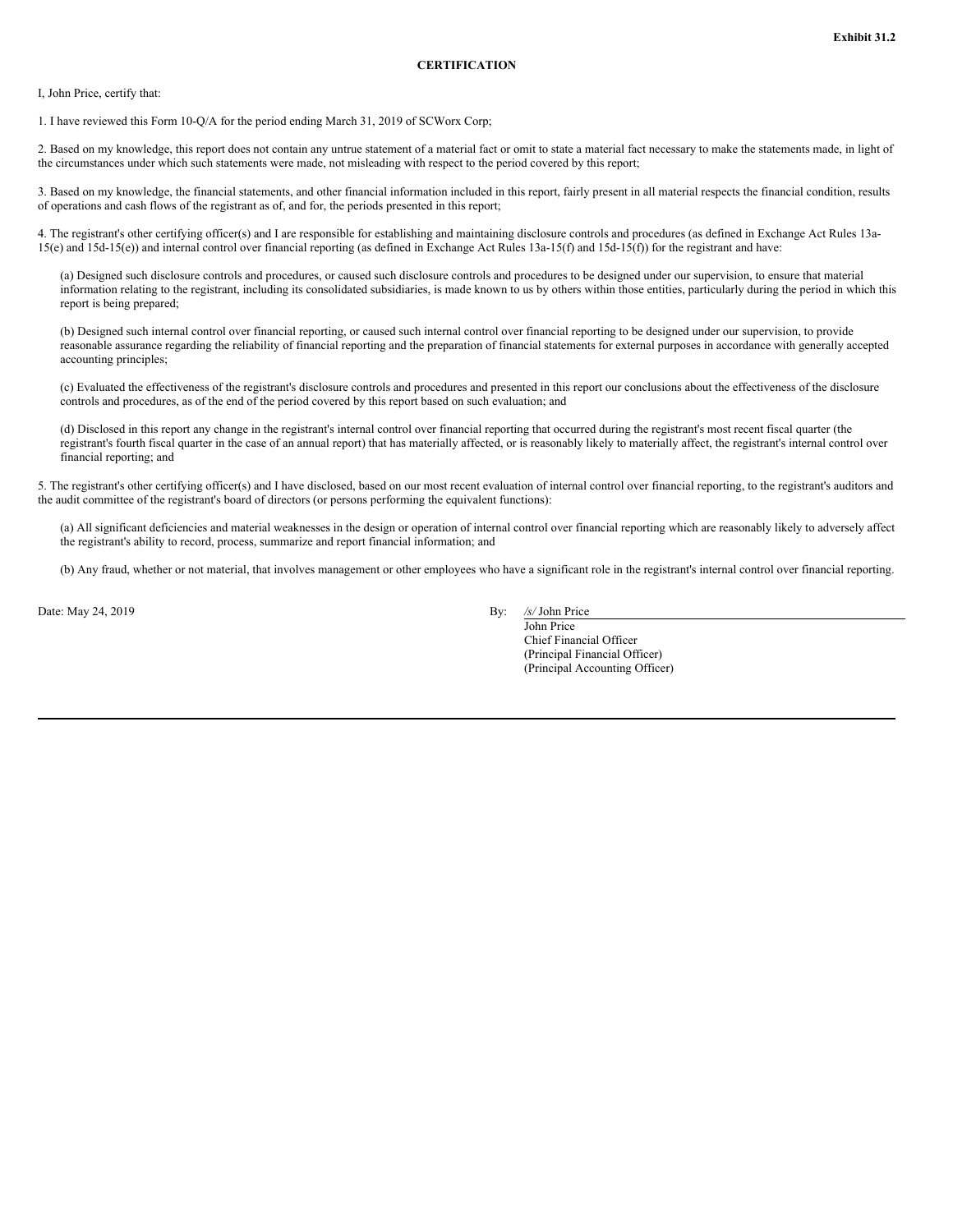**Exhibit 31.2**

**CERTIFICATION**

I, John Price, certify that:

1. I have reviewed this Form 10-Q/A for the period ending March 31, 2019 of SCWorx Corp;

2. Based on my knowledge, this report does not contain any untrue statement of a material fact or omit to state a material fact necessary to make the statements made, in light of the circumstances under which such statements were made, not misleading with respect to the period covered by this report;

3. Based on my knowledge, the financial statements, and other financial information included in this report, fairly present in all material respects the financial condition, results of operations and cash flows of the registrant as of, and for, the periods presented in this report;

4. The registrant's other certifying officer(s) and I are responsible for establishing and maintaining disclosure controls and procedures (as defined in Exchange Act Rules 13a-15(e) and 15d-15(e)) and internal control over financial reporting (as defined in Exchange Act Rules 13a-15(f) and 15d-15(f)) for the registrant and have:

(a) Designed such disclosure controls and procedures, or caused such disclosure controls and procedures to be designed under our supervision, to ensure that material information relating to the registrant, including its consolidated subsidiaries, is made known to us by others within those entities, particularly during the period in which this report is being prepared;

(b) Designed such internal control over financial reporting, or caused such internal control over financial reporting to be designed under our supervision, to provide reasonable assurance regarding the reliability of financial reporting and the preparation of financial statements for external purposes in accordance with generally accepted accounting principles;

(c) Evaluated the effectiveness of the registrant's disclosure controls and procedures and presented in this report our conclusions about the effectiveness of the disclosure controls and procedures, as of the end of the period covered by this report based on such evaluation; and

(d) Disclosed in this report any change in the registrant's internal control over financial reporting that occurred during the registrant's most recent fiscal quarter (the registrant's fourth fiscal quarter in the case of an annual report) that has materially affected, or is reasonably likely to materially affect, the registrant's internal control over financial reporting; and

5. The registrant's other certifying officer(s) and I have disclosed, based on our most recent evaluation of internal control over financial reporting, to the registrant's auditors and the audit committee of the registrant's board of directors (or persons performing the equivalent functions):

(a) All significant deficiencies and material weaknesses in the design or operation of internal control over financial reporting which are reasonably likely to adversely affect the registrant's ability to record, process, summarize and report financial information; and

(b) Any fraud, whether or not material, that involves management or other employees who have a significant role in the registrant's internal control over financial reporting.

Date: May 24, 2019

By: */s/* John Price
John Price
Chief Financial Officer
(Principal Financial Officer)
(Principal Accounting Officer)